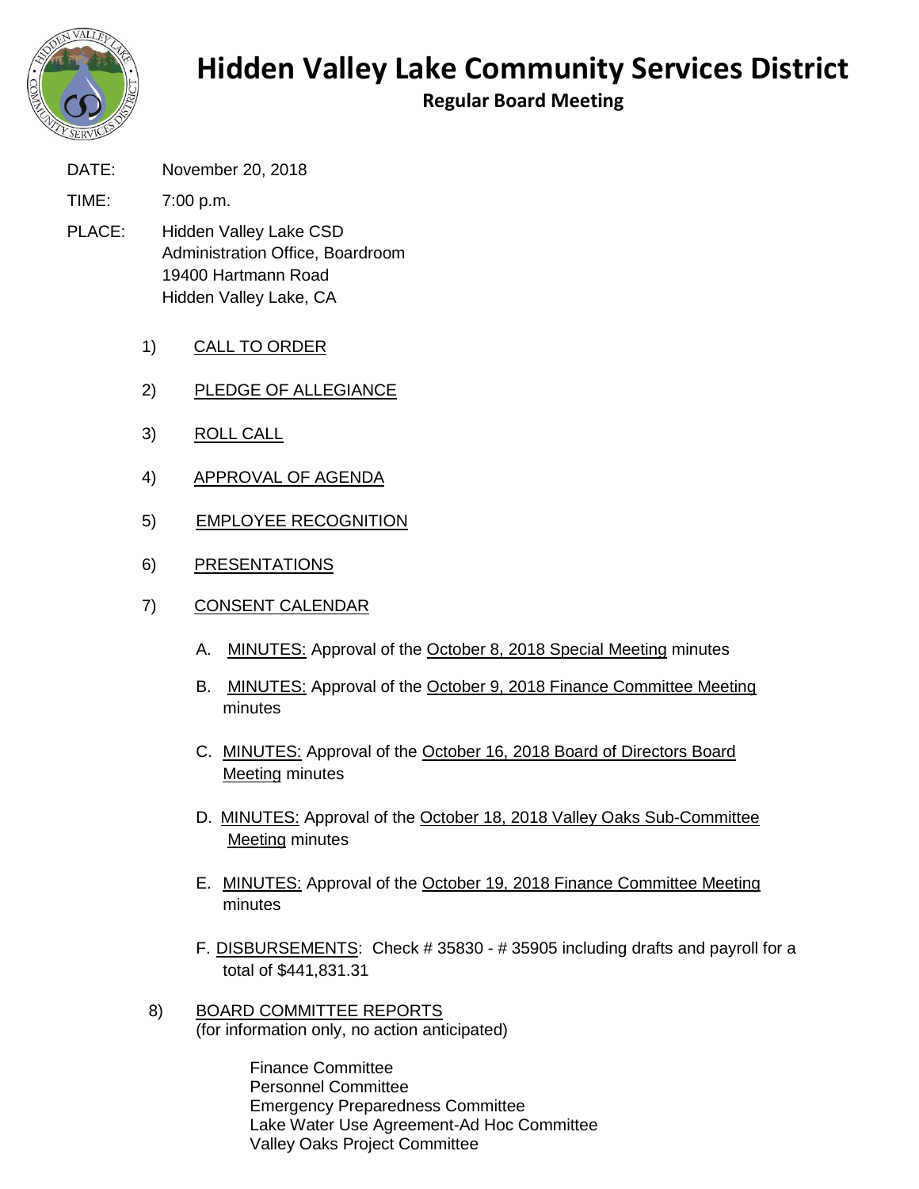# Hidden Valley Lake Community Services District

## Regular Board Meeting

DATE: November 20, 2018

TIME: 7:00 p.m.

PLACE: Hidden Valley Lake CSD
Administration Office, Boardroom
19400 Hartmann Road
Hidden Valley Lake, CA

1) CALL TO ORDER

2) PLEDGE OF ALLEGIANCE

3) ROLL CALL

4) APPROVAL OF AGENDA

5) EMPLOYEE RECOGNITION

6) PRESENTATIONS

7) CONSENT CALENDAR

   A. MINUTES: Approval of the October 8, 2018 Special Meeting minutes

   B. MINUTES: Approval of the October 9, 2018 Finance Committee Meeting minutes

   C. MINUTES: Approval of the October 16, 2018 Board of Directors Board Meeting minutes

   D. MINUTES: Approval of the October 18, 2018 Valley Oaks Sub-Committee Meeting minutes

   E. MINUTES: Approval of the October 19, 2018 Finance Committee Meeting minutes

   F. DISBURSEMENTS: Check # 35830 - # 35905 including drafts and payroll for a total of $441,831.31

8) BOARD COMMITTEE REPORTS
(for information only, no action anticipated)

   Finance Committee
   Personnel Committee
   Emergency Preparedness Committee
   Lake Water Use Agreement-Ad Hoc Committee
   Valley Oaks Project Committee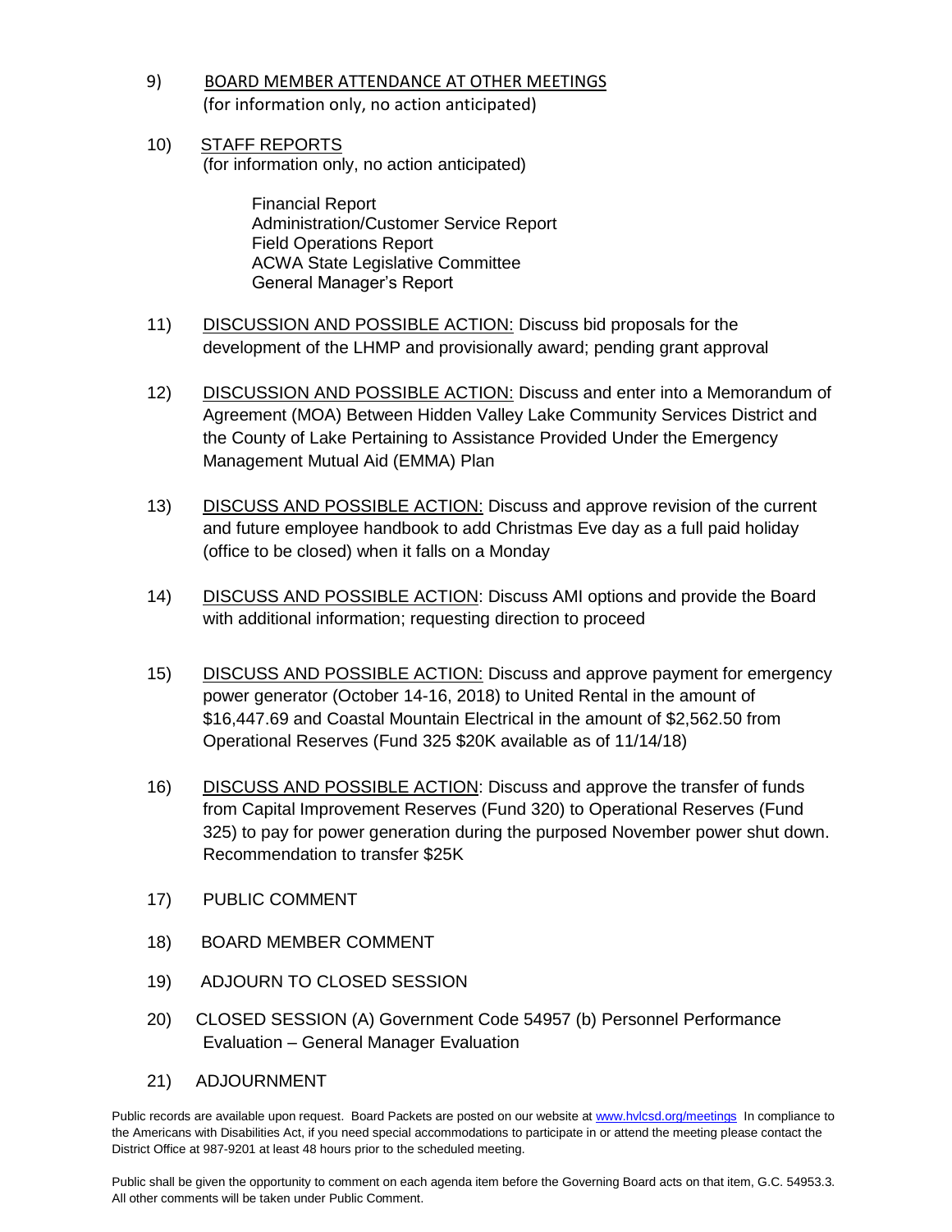9) <u>BOARD MEMBER ATTENDANCE AT OTHER MEETINGS</u>
(for information only, no action anticipated)

10) <u>STAFF REPORTS</u>
(for information only, no action anticipated)

Financial Report
Administration/Customer Service Report
Field Operations Report
ACWA State Legislative Committee
General Manager's Report

11) <u>DISCUSSION AND POSSIBLE ACTION:</u> Discuss bid proposals for the development of the LHMP and provisionally award; pending grant approval

12) <u>DISCUSSION AND POSSIBLE ACTION:</u> Discuss and enter into a Memorandum of Agreement (MOA) Between Hidden Valley Lake Community Services District and the County of Lake Pertaining to Assistance Provided Under the Emergency Management Mutual Aid (EMMA) Plan

13) <u>DISCUSS AND POSSIBLE ACTION:</u> Discuss and approve revision of the current and future employee handbook to add Christmas Eve day as a full paid holiday (office to be closed) when it falls on a Monday

14) <u>DISCUSS AND POSSIBLE ACTION</u>: Discuss AMI options and provide the Board with additional information; requesting direction to proceed

15) <u>DISCUSS AND POSSIBLE ACTION:</u> Discuss and approve payment for emergency power generator (October 14-16, 2018) to United Rental in the amount of $16,447.69 and Coastal Mountain Electrical in the amount of $2,562.50 from Operational Reserves (Fund 325 $20K available as of 11/14/18)

16) <u>DISCUSS AND POSSIBLE ACTION</u>: Discuss and approve the transfer of funds from Capital Improvement Reserves (Fund 320) to Operational Reserves (Fund 325) to pay for power generation during the purposed November power shut down. Recommendation to transfer $25K

17) PUBLIC COMMENT

18) BOARD MEMBER COMMENT

19) ADJOURN TO CLOSED SESSION

20) CLOSED SESSION (A) Government Code 54957 (b) Personnel Performance Evaluation – General Manager Evaluation

21) ADJOURNMENT

Public records are available upon request. Board Packets are posted on our website at www.hvlcsd.org/meetings In compliance to the Americans with Disabilities Act, if you need special accommodations to participate in or attend the meeting please contact the District Office at 987-9201 at least 48 hours prior to the scheduled meeting.

Public shall be given the opportunity to comment on each agenda item before the Governing Board acts on that item, G.C. 54953.3. All other comments will be taken under Public Comment.